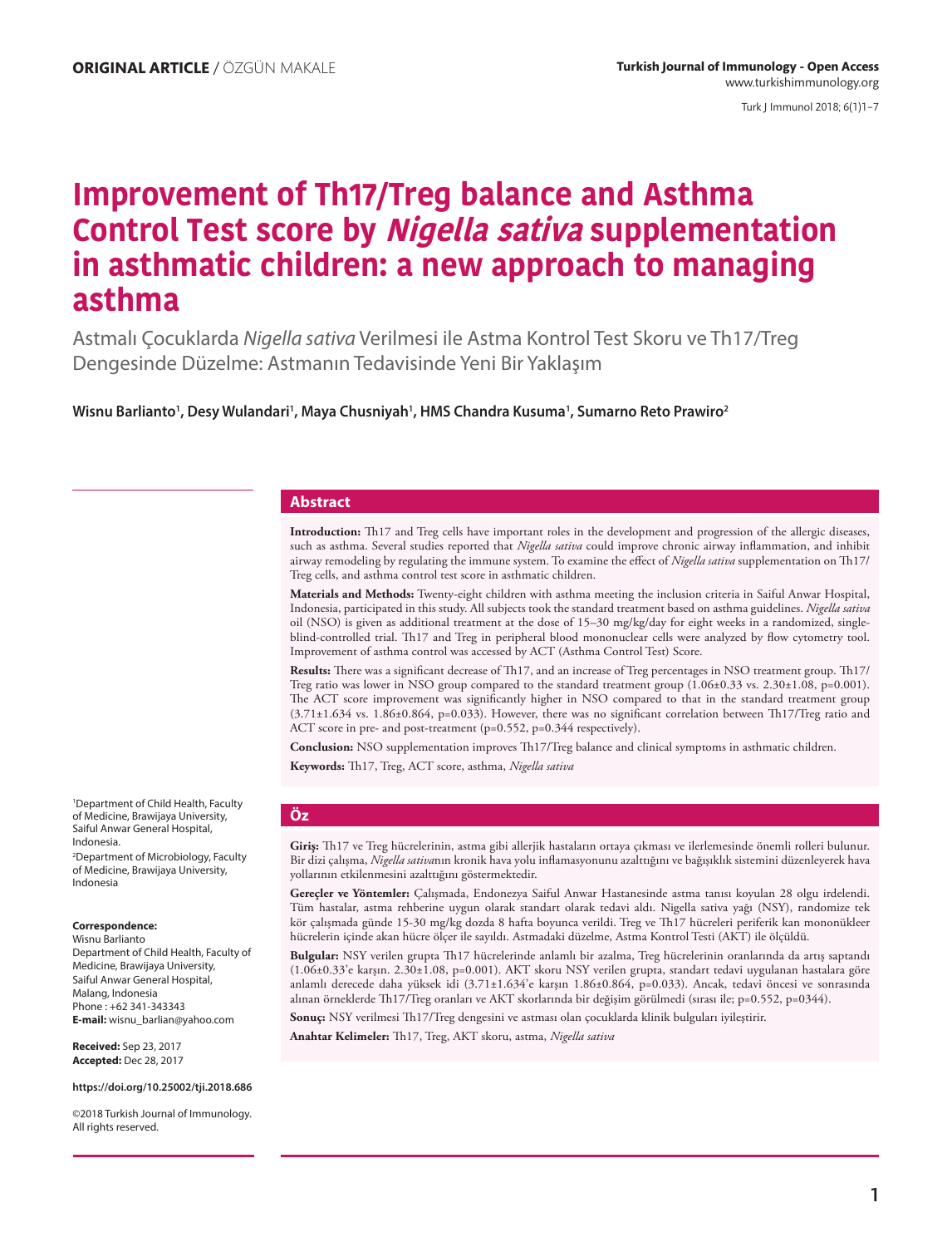**ORIGINAL ARTICLE** / ÖZGÜN MAKALE

# Improvement of Th17/Treg balance and Asthma Control Test score by *Nigella sativa* supplementation in asthmatic children: a new approach to managing asthma

Astmalı Çocuklarda *Nigella sativa* Verilmesi ile Astma Kontrol Test Skoru ve Th17/Treg Dengesinde Düzelme: Astmanın Tedavisinde Yeni Bir Yaklaşım

**Wisnu Barlianto[1], Desy Wulandari[1], Maya Chusniyah[1], HMS Chandra Kusuma[1], Sumarno Reto Prawiro[2]**

## Abstract

**Introduction:** Th17 and Treg cells have important roles in the development and progression of the allergic diseases, such as asthma. Several studies reported that *Nigella sativa* could improve chronic airway inflammation, and inhibit airway remodeling by regulating the immune system. To examine the effect of *Nigella sativa* supplementation on Th17/Treg cells, and asthma control test score in asthmatic children.

**Materials and Methods:** Twenty-eight children with asthma meeting the inclusion criteria in Saiful Anwar Hospital, Indonesia, participated in this study. All subjects took the standard treatment based on asthma guidelines. *Nigella sativa* oil (NSO) is given as additional treatment at the dose of 15–30 mg/kg/day for eight weeks in a randomized, single-blind-controlled trial. Th17 and Treg in peripheral blood mononuclear cells were analyzed by flow cytometry tool. Improvement of asthma control was accessed by ACT (Asthma Control Test) Score.

**Results:** There was a significant decrease of Th17, and an increase of Treg percentages in NSO treatment group. Th17/Treg ratio was lower in NSO group compared to the standard treatment group (1.06±0.33 vs. 2.30±1.08, p=0.001). The ACT score improvement was significantly higher in NSO compared to that in the standard treatment group (3.71±1.634 vs. 1.86±0.864, p=0.033). However, there was no significant correlation between Th17/Treg ratio and ACT score in pre- and post-treatment (p=0.552, p=0.344 respectively).

**Conclusion:** NSO supplementation improves Th17/Treg balance and clinical symptoms in asthmatic children.

**Keywords:** Th17, Treg, ACT score, asthma, *Nigella sativa*

## Öz

**Giriş:** Th17 ve Treg hücrelerinin, astma gibi allerjik hastaların ortaya çıkması ve ilerlemesinde önemli rolleri bulunur. Bir dizi çalışma, *Nigella sativa*nın kronik hava yolu inflamasyonunu azalttığını ve bağışıklık sistemini düzenleyerek hava yollarının etkilenmesini azalttığını göstermektedir.

**Gereçler ve Yöntemler:** Çalışmada, Endonezya Saiful Anwar Hastanesinde astma tanısı koyulan 28 olgu irdelendi. Tüm hastalar, astma rehberine uygun olarak standart olarak tedavi aldı. Nigella sativa yağı (NSY), randomize tek kör çalışmada günde 15-30 mg/kg dozda 8 hafta boyunca verildi. Treg ve Th17 hücreleri periferik kan mononükleer hücrelerin içinde akan hücre ölçer ile sayıldı. Astmadaki düzelme, Astma Kontrol Testi (AKT) ile ölçüldü.

**Bulgular:** NSY verilen grupta Th17 hücrelerinde anlamlı bir azalma, Treg hücrelerinin oranlarında da artış saptandı (1.06±0.33'e karşın. 2.30±1.08, p=0.001). AKT skoru NSY verilen grupta, standart tedavi uygulanan hastalara göre anlamlı derecede daha yüksek idi (3.71±1.634'e karşın 1.86±0.864, p=0.033). Ancak, tedavi öncesi ve sonrasında alınan örneklerde Th17/Treg oranları ve AKT skorlarında bir değişim görülmedi (sırası ile; p=0.552, p=0344).

**Sonuç:** NSY verilmesi Th17/Treg dengesini ve astması olan çocuklarda klinik bulguları iyileştirir.

**Anahtar Kelimeler:** Th17, Treg, AKT skoru, astma, *Nigella sativa*

[1]Department of Child Health, Faculty of Medicine, Brawijaya University, Saiful Anwar General Hospital, Indonesia.

[2]Department of Microbiology, Faculty of Medicine, Brawijaya University, Indonesia

**Correspondence:**
Wisnu Barlianto
Department of Child Health, Faculty of Medicine, Brawijaya University, Saiful Anwar General Hospital, Malang, Indonesia
Phone : +62 341-343343
**E-mail:** wisnu_barlian@yahoo.com

**Received:** Sep 23, 2017
**Accepted:** Dec 28, 2017

**https://doi.org/10.25002/tji.2018.686**

©2018 Turkish Journal of Immunology. All rights reserved.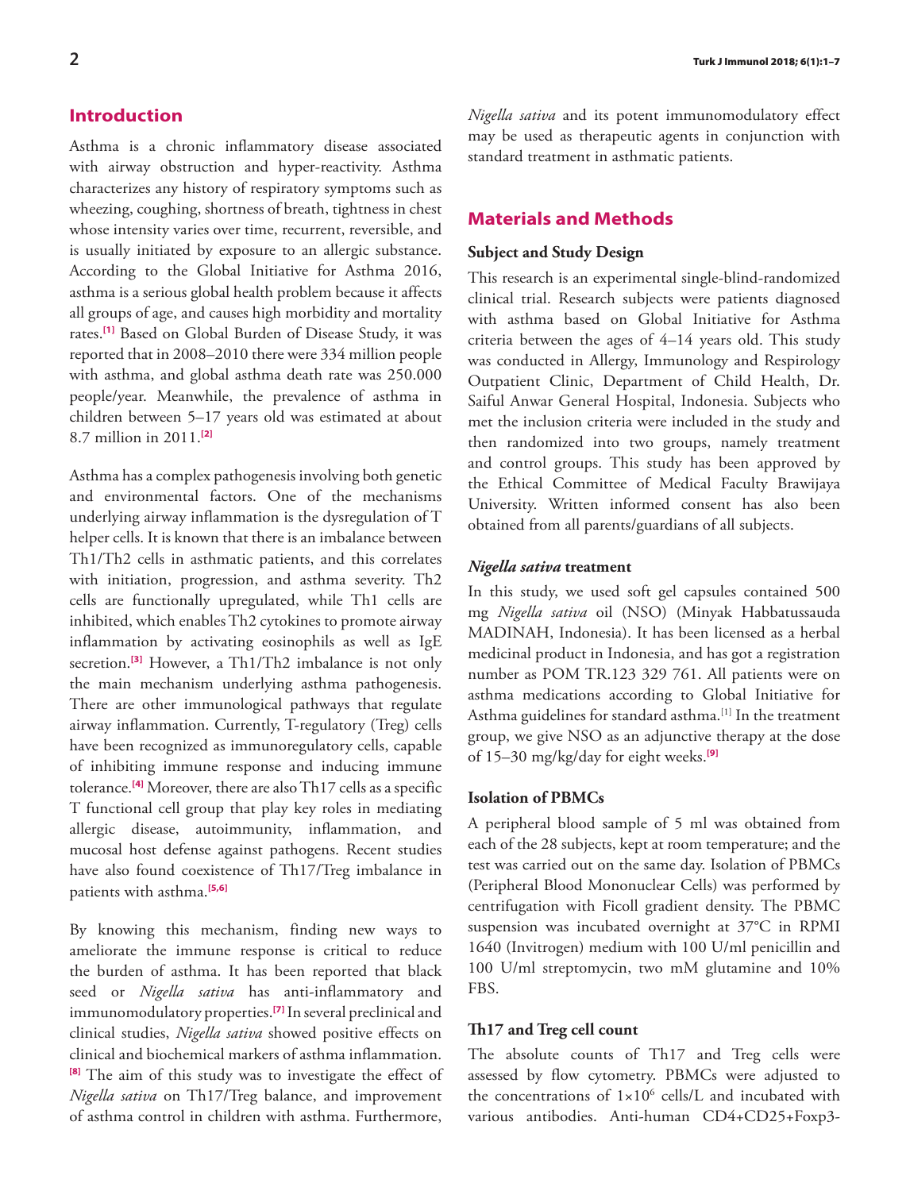## Introduction

Asthma is a chronic inflammatory disease associated with airway obstruction and hyper-reactivity. Asthma characterizes any history of respiratory symptoms such as wheezing, coughing, shortness of breath, tightness in chest whose intensity varies over time, recurrent, reversible, and is usually initiated by exposure to an allergic substance. According to the Global Initiative for Asthma 2016, asthma is a serious global health problem because it affects all groups of age, and causes high morbidity and mortality rates.[1] Based on Global Burden of Disease Study, it was reported that in 2008–2010 there were 334 million people with asthma, and global asthma death rate was 250.000 people/year. Meanwhile, the prevalence of asthma in children between 5–17 years old was estimated at about 8.7 million in 2011.[2]

Asthma has a complex pathogenesis involving both genetic and environmental factors. One of the mechanisms underlying airway inflammation is the dysregulation of T helper cells. It is known that there is an imbalance between Th1/Th2 cells in asthmatic patients, and this correlates with initiation, progression, and asthma severity. Th2 cells are functionally upregulated, while Th1 cells are inhibited, which enables Th2 cytokines to promote airway inflammation by activating eosinophils as well as IgE secretion.[3] However, a Th1/Th2 imbalance is not only the main mechanism underlying asthma pathogenesis. There are other immunological pathways that regulate airway inflammation. Currently, T-regulatory (Treg) cells have been recognized as immunoregulatory cells, capable of inhibiting immune response and inducing immune tolerance.[4] Moreover, there are also Th17 cells as a specific T functional cell group that play key roles in mediating allergic disease, autoimmunity, inflammation, and mucosal host defense against pathogens. Recent studies have also found coexistence of Th17/Treg imbalance in patients with asthma.[5,6]

By knowing this mechanism, finding new ways to ameliorate the immune response is critical to reduce the burden of asthma. It has been reported that black seed or *Nigella sativa* has anti-inflammatory and immunomodulatory properties.[7] In several preclinical and clinical studies, *Nigella sativa* showed positive effects on clinical and biochemical markers of asthma inflammation.[8] The aim of this study was to investigate the effect of *Nigella sativa* on Th17/Treg balance, and improvement of asthma control in children with asthma. Furthermore, *Nigella sativa* and its potent immunomodulatory effect may be used as therapeutic agents in conjunction with standard treatment in asthmatic patients.

## Materials and Methods

### Subject and Study Design

This research is an experimental single-blind-randomized clinical trial. Research subjects were patients diagnosed with asthma based on Global Initiative for Asthma criteria between the ages of 4–14 years old. This study was conducted in Allergy, Immunology and Respirology Outpatient Clinic, Department of Child Health, Dr. Saiful Anwar General Hospital, Indonesia. Subjects who met the inclusion criteria were included in the study and then randomized into two groups, namely treatment and control groups. This study has been approved by the Ethical Committee of Medical Faculty Brawijaya University. Written informed consent has also been obtained from all parents/guardians of all subjects.

### *Nigella sativa* treatment

In this study, we used soft gel capsules contained 500 mg *Nigella sativa* oil (NSO) (Minyak Habbatussauda MADINAH, Indonesia). It has been licensed as a herbal medicinal product in Indonesia, and has got a registration number as POM TR.123 329 761. All patients were on asthma medications according to Global Initiative for Asthma guidelines for standard asthma.[1] In the treatment group, we give NSO as an adjunctive therapy at the dose of 15–30 mg/kg/day for eight weeks.[9]

### Isolation of PBMCs

A peripheral blood sample of 5 ml was obtained from each of the 28 subjects, kept at room temperature; and the test was carried out on the same day. Isolation of PBMCs (Peripheral Blood Mononuclear Cells) was performed by centrifugation with Ficoll gradient density. The PBMC suspension was incubated overnight at 37°C in RPMI 1640 (Invitrogen) medium with 100 U/ml penicillin and 100 U/ml streptomycin, two mM glutamine and 10% FBS.

### Th17 and Treg cell count

The absolute counts of Th17 and Treg cells were assessed by flow cytometry. PBMCs were adjusted to the concentrations of $1{\times}10^6$ cells/L and incubated with various antibodies. Anti-human CD4+CD25+Foxp3-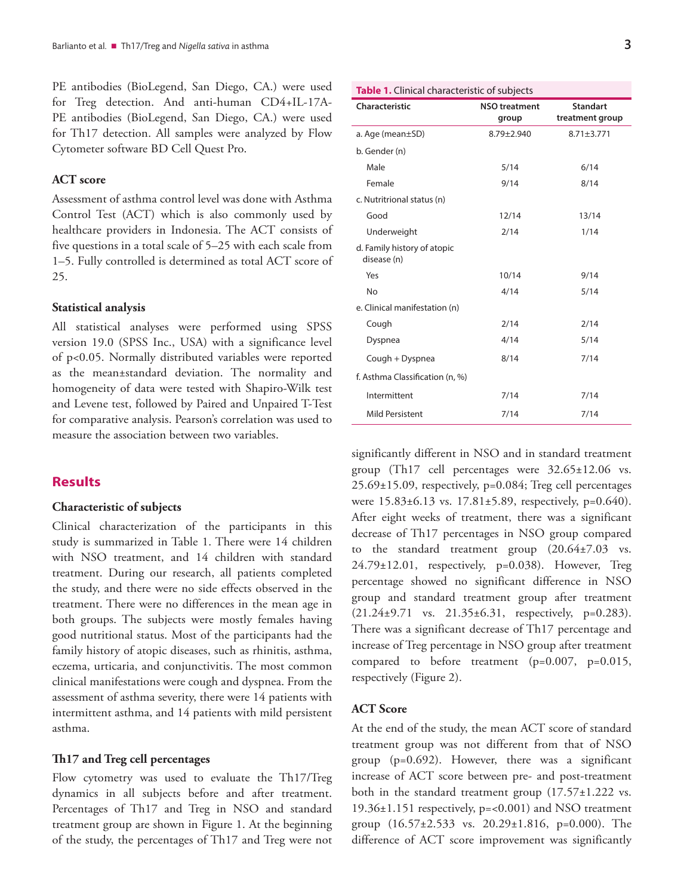PE antibodies (BioLegend, San Diego, CA.) were used for Treg detection. And anti-human CD4+IL-17A-PE antibodies (BioLegend, San Diego, CA.) were used for Th17 detection. All samples were analyzed by Flow Cytometer software BD Cell Quest Pro.

### ACT score

Assessment of asthma control level was done with Asthma Control Test (ACT) which is also commonly used by healthcare providers in Indonesia. The ACT consists of five questions in a total scale of 5–25 with each scale from 1–5. Fully controlled is determined as total ACT score of 25.

### Statistical analysis

All statistical analyses were performed using SPSS version 19.0 (SPSS Inc., USA) with a significance level of $p<0.05$. Normally distributed variables were reported as the mean±standard deviation. The normality and homogeneity of data were tested with Shapiro-Wilk test and Levene test, followed by Paired and Unpaired T-Test for comparative analysis. Pearson's correlation was used to measure the association between two variables.

## Results

### Characteristic of subjects

Clinical characterization of the participants in this study is summarized in Table 1. There were 14 children with NSO treatment, and 14 children with standard treatment. During our research, all patients completed the study, and there were no side effects observed in the treatment. There were no differences in the mean age in both groups. The subjects were mostly females having good nutritional status. Most of the participants had the family history of atopic diseases, such as rhinitis, asthma, eczema, urticaria, and conjunctivitis. The most common clinical manifestations were cough and dyspnea. From the assessment of asthma severity, there were 14 patients with intermittent asthma, and 14 patients with mild persistent asthma.

**Table 1.** Clinical characteristic of subjects

| Characteristic | NSO treatment group | Standart treatment group |
|---|---|---|
| a. Age (mean±SD) | 8.79±2.940 | 8.71±3.771 |
| b. Gender (n) | | |
| Male | 5/14 | 6/14 |
| Female | 9/14 | 8/14 |
| c. Nutritional status (n) | | |
| Good | 12/14 | 13/14 |
| Underweight | 2/14 | 1/14 |
| d. Family history of atopic disease (n) | | |
| Yes | 10/14 | 9/14 |
| No | 4/14 | 5/14 |
| e. Clinical manifestation (n) | | |
| Cough | 2/14 | 2/14 |
| Dyspnea | 4/14 | 5/14 |
| Cough + Dyspnea | 8/14 | 7/14 |
| f. Asthma Classification (n, %) | | |
| Intermittent | 7/14 | 7/14 |
| Mild Persistent | 7/14 | 7/14 |

### Th17 and Treg cell percentages

Flow cytometry was used to evaluate the Th17/Treg dynamics in all subjects before and after treatment. Percentages of Th17 and Treg in NSO and standard treatment group are shown in Figure 1. At the beginning of the study, the percentages of Th17 and Treg were not significantly different in NSO and in standard treatment group (Th17 cell percentages were 32.65±12.06 vs. 25.69±15.09, respectively, $p=0.084$; Treg cell percentages were 15.83±6.13 vs. 17.81±5.89, respectively, $p=0.640$). After eight weeks of treatment, there was a significant decrease of Th17 percentages in NSO group compared to the standard treatment group (20.64±7.03 vs. 24.79±12.01, respectively, $p=0.038$). However, Treg percentage showed no significant difference in NSO group and standard treatment group after treatment (21.24±9.71 vs. 21.35±6.31, respectively, $p=0.283$). There was a significant decrease of Th17 percentage and increase of Treg percentage in NSO group after treatment compared to before treatment ($p=0.007$, $p=0.015$, respectively (Figure 2).

### ACT Score

At the end of the study, the mean ACT score of standard treatment group was not different from that of NSO group ($p=0.692$). However, there was a significant increase of ACT score between pre- and post-treatment both in the standard treatment group (17.57±1.222 vs. 19.36±1.151 respectively, $p=<0.001$) and NSO treatment group (16.57±2.533 vs. 20.29±1.816, $p=0.000$). The difference of ACT score improvement was significantly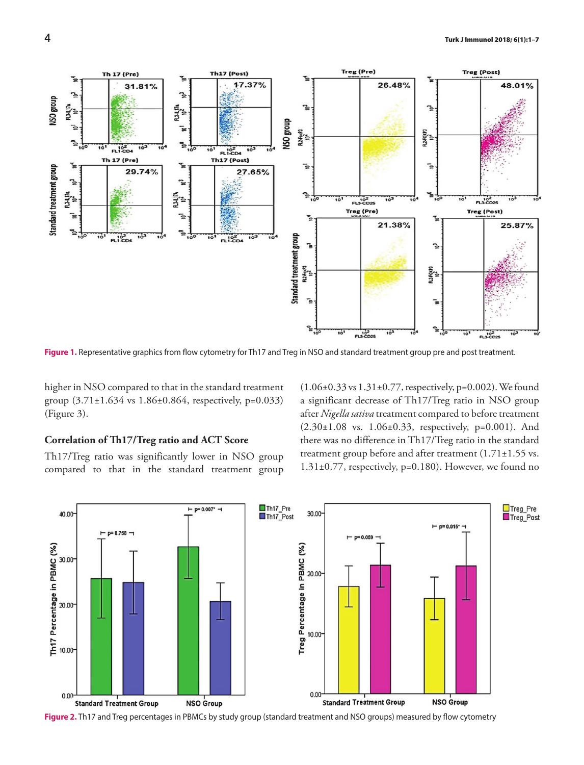Figure 1. Representative graphics from flow cytometry for Th17 and Treg in NSO and standard treatment group pre and post treatment.

higher in NSO compared to that in the standard treatment group (3.71±1.634 vs 1.86±0.864, respectively, p=0.033) (Figure 3).

### Correlation of Th17/Treg ratio and ACT Score

Th17/Treg ratio was significantly lower in NSO group compared to that in the standard treatment group (1.06±0.33 vs 1.31±0.77, respectively, p=0.002). We found a significant decrease of Th17/Treg ratio in NSO group after *Nigella sativa* treatment compared to before treatment (2.30±1.08 vs. 1.06±0.33, respectively, p=0.001). And there was no difference in Th17/Treg ratio in the standard treatment group before and after treatment (1.71±1.55 vs. 1.31±0.77, respectively, p=0.180). However, we found no

Figure 2. Th17 and Treg percentages in PBMCs by study group (standard treatment and NSO groups) measured by flow cytometry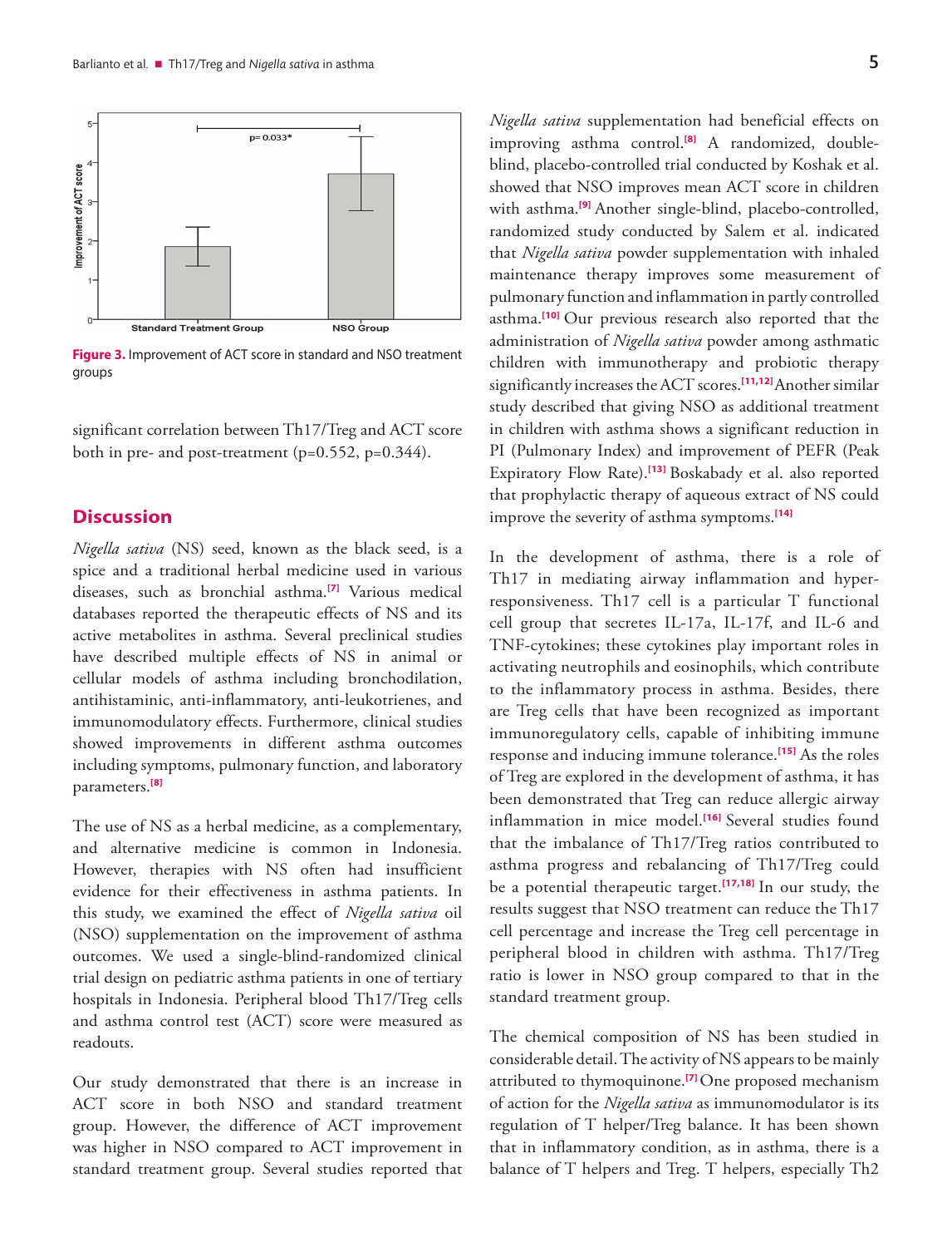Figure 3. Improvement of ACT score in standard and NSO treatment groups

significant correlation between Th17/Treg and ACT score both in pre- and post-treatment (p=0.552, p=0.344).

## Discussion

*Nigella sativa* (NS) seed, known as the black seed, is a spice and a traditional herbal medicine used in various diseases, such as bronchial asthma.[7] Various medical databases reported the therapeutic effects of NS and its active metabolites in asthma. Several preclinical studies have described multiple effects of NS in animal or cellular models of asthma including bronchodilation, antihistaminic, anti-inflammatory, anti-leukotrienes, and immunomodulatory effects. Furthermore, clinical studies showed improvements in different asthma outcomes including symptoms, pulmonary function, and laboratory parameters.[8]

The use of NS as a herbal medicine, as a complementary, and alternative medicine is common in Indonesia. However, therapies with NS often had insufficient evidence for their effectiveness in asthma patients. In this study, we examined the effect of *Nigella sativa* oil (NSO) supplementation on the improvement of asthma outcomes. We used a single-blind-randomized clinical trial design on pediatric asthma patients in one of tertiary hospitals in Indonesia. Peripheral blood Th17/Treg cells and asthma control test (ACT) score were measured as readouts.

Our study demonstrated that there is an increase in ACT score in both NSO and standard treatment group. However, the difference of ACT improvement was higher in NSO compared to ACT improvement in standard treatment group. Several studies reported that *Nigella sativa* supplementation had beneficial effects on improving asthma control.[8] A randomized, double-blind, placebo-controlled trial conducted by Koshak et al. showed that NSO improves mean ACT score in children with asthma.[9] Another single-blind, placebo-controlled, randomized study conducted by Salem et al. indicated that *Nigella sativa* powder supplementation with inhaled maintenance therapy improves some measurement of pulmonary function and inflammation in partly controlled asthma.[10] Our previous research also reported that the administration of *Nigella sativa* powder among asthmatic children with immunotherapy and probiotic therapy significantly increases the ACT scores.[11,12] Another similar study described that giving NSO as additional treatment in children with asthma shows a significant reduction in PI (Pulmonary Index) and improvement of PEFR (Peak Expiratory Flow Rate).[13] Boskabady et al. also reported that prophylactic therapy of aqueous extract of NS could improve the severity of asthma symptoms.[14]

In the development of asthma, there is a role of Th17 in mediating airway inflammation and hyper-responsiveness. Th17 cell is a particular T functional cell group that secretes IL-17a, IL-17f, and IL-6 and TNF-cytokines; these cytokines play important roles in activating neutrophils and eosinophils, which contribute to the inflammatory process in asthma. Besides, there are Treg cells that have been recognized as important immunoregulatory cells, capable of inhibiting immune response and inducing immune tolerance.[15] As the roles of Treg are explored in the development of asthma, it has been demonstrated that Treg can reduce allergic airway inflammation in mice model.[16] Several studies found that the imbalance of Th17/Treg ratios contributed to asthma progress and rebalancing of Th17/Treg could be a potential therapeutic target.[17,18] In our study, the results suggest that NSO treatment can reduce the Th17 cell percentage and increase the Treg cell percentage in peripheral blood in children with asthma. Th17/Treg ratio is lower in NSO group compared to that in the standard treatment group.

The chemical composition of NS has been studied in considerable detail. The activity of NS appears to be mainly attributed to thymoquinone.[7] One proposed mechanism of action for the *Nigella sativa* as immunomodulator is its regulation of T helper/Treg balance. It has been shown that in inflammatory condition, as in asthma, there is a balance of T helpers and Treg. T helpers, especially Th2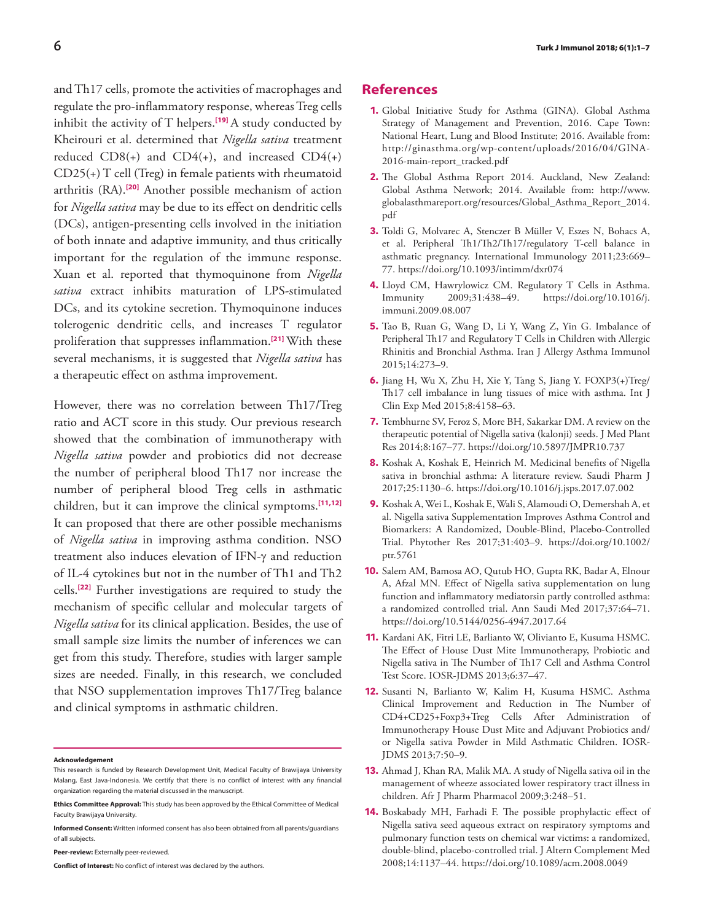and Th17 cells, promote the activities of macrophages and regulate the pro-inflammatory response, whereas Treg cells inhibit the activity of T helpers.[19] A study conducted by Kheirouri et al. determined that *Nigella sativa* treatment reduced CD8(+) and CD4(+), and increased CD4(+) CD25(+) T cell (Treg) in female patients with rheumatoid arthritis (RA).[20] Another possible mechanism of action for *Nigella sativa* may be due to its effect on dendritic cells (DCs), antigen-presenting cells involved in the initiation of both innate and adaptive immunity, and thus critically important for the regulation of the immune response. Xuan et al. reported that thymoquinone from *Nigella sativa* extract inhibits maturation of LPS-stimulated DCs, and its cytokine secretion. Thymoquinone induces tolerogenic dendritic cells, and increases T regulator proliferation that suppresses inflammation.[21] With these several mechanisms, it is suggested that *Nigella sativa* has a therapeutic effect on asthma improvement.

However, there was no correlation between Th17/Treg ratio and ACT score in this study. Our previous research showed that the combination of immunotherapy with *Nigella sativa* powder and probiotics did not decrease the number of peripheral blood Th17 nor increase the number of peripheral blood Treg cells in asthmatic children, but it can improve the clinical symptoms.[11,12] It can proposed that there are other possible mechanisms of *Nigella sativa* in improving asthma condition. NSO treatment also induces elevation of IFN-γ and reduction of IL-4 cytokines but not in the number of Th1 and Th2 cells.[22] Further investigations are required to study the mechanism of specific cellular and molecular targets of *Nigella sativa* for its clinical application. Besides, the use of small sample size limits the number of inferences we can get from this study. Therefore, studies with larger sample sizes are needed. Finally, in this research, we concluded that NSO supplementation improves Th17/Treg balance and clinical symptoms in asthmatic children.

**Acknowledgement**

This research is funded by Research Development Unit, Medical Faculty of Brawijaya University Malang, East Java-Indonesia. We certify that there is no conflict of interest with any financial organization regarding the material discussed in the manuscript.

**Ethics Committee Approval:** This study has been approved by the Ethical Committee of Medical Faculty Brawijaya University.

**Informed Consent:** Written informed consent has also been obtained from all parents/guardians of all subjects.

**Peer-review:** Externally peer-reviewed.

**Conflict of Interest:** No conflict of interest was declared by the authors.

## References

1. Global Initiative Study for Asthma (GINA). Global Asthma Strategy of Management and Prevention, 2016. Cape Town: National Heart, Lung and Blood Institute; 2016. Available from: http://ginasthma.org/wp-content/uploads/2016/04/GINA-2016-main-report_tracked.pdf
2. The Global Asthma Report 2014. Auckland, New Zealand: Global Asthma Network; 2014. Available from: http://www.globalasthmareport.org/resources/Global_Asthma_Report_2014.pdf
3. Toldi G, Molvarec A, Stenczer B Müller V, Eszes N, Bohacs A, et al. Peripheral Th1/Th2/Th17/regulatory T-cell balance in asthmatic pregnancy. International Immunology 2011;23:669–77. https://doi.org/10.1093/intimm/dxr074
4. Lloyd CM, Hawrylowicz CM. Regulatory T Cells in Asthma. Immunity 2009;31:438–49. https://doi.org/10.1016/j.immuni.2009.08.007
5. Tao B, Ruan G, Wang D, Li Y, Wang Z, Yin G. Imbalance of Peripheral Th17 and Regulatory T Cells in Children with Allergic Rhinitis and Bronchial Asthma. Iran J Allergy Asthma Immunol 2015;14:273–9.
6. Jiang H, Wu X, Zhu H, Xie Y, Tang S, Jiang Y. FOXP3(+)Treg/Th17 cell imbalance in lung tissues of mice with asthma. Int J Clin Exp Med 2015;8:4158–63.
7. Tembhurne SV, Feroz S, More BH, Sakarkar DM. A review on the therapeutic potential of Nigella sativa (kalonji) seeds. J Med Plant Res 2014;8:167–77. https://doi.org/10.5897/JMPR10.737
8. Koshak A, Koshak E, Heinrich M. Medicinal benefits of Nigella sativa in bronchial asthma: A literature review. Saudi Pharm J 2017;25:1130–6. https://doi.org/10.1016/j.jsps.2017.07.002
9. Koshak A, Wei L, Koshak E, Wali S, Alamoudi O, Demershah A, et al. Nigella sativa Supplementation Improves Asthma Control and Biomarkers: A Randomized, Double-Blind, Placebo-Controlled Trial. Phytother Res 2017;31:403–9. https://doi.org/10.1002/ptr.5761
10. Salem AM, Bamosa AO, Qutub HO, Gupta RK, Badar A, Elnour A, Afzal MN. Effect of Nigella sativa supplementation on lung function and inflammatory mediatorsin partly controlled asthma: a randomized controlled trial. Ann Saudi Med 2017;37:64–71. https://doi.org/10.5144/0256-4947.2017.64
11. Kardani AK, Fitri LE, Barlianto W, Olivianto E, Kusuma HSMC. The Effect of House Dust Mite Immunotherapy, Probiotic and Nigella sativa in The Number of Th17 Cell and Asthma Control Test Score. IOSR-JDMS 2013;6:37–47.
12. Susanti N, Barlianto W, Kalim H, Kusuma HSMC. Asthma Clinical Improvement and Reduction in The Number of CD4+CD25+Foxp3+Treg Cells After Administration of Immunotherapy House Dust Mite and Adjuvant Probiotics and/or Nigella sativa Powder in Mild Asthmatic Children. IOSR-JDMS 2013;7:50–9.
13. Ahmad J, Khan RA, Malik MA. A study of Nigella sativa oil in the management of wheeze associated lower respiratory tract illness in children. Afr J Pharm Pharmacol 2009;3:248–51.
14. Boskabady MH, Farhadi F. The possible prophylactic effect of Nigella sativa seed aqueous extract on respiratory symptoms and pulmonary function tests on chemical war victims: a randomized, double-blind, placebo-controlled trial. J Altern Complement Med 2008;14:1137–44. https://doi.org/10.1089/acm.2008.0049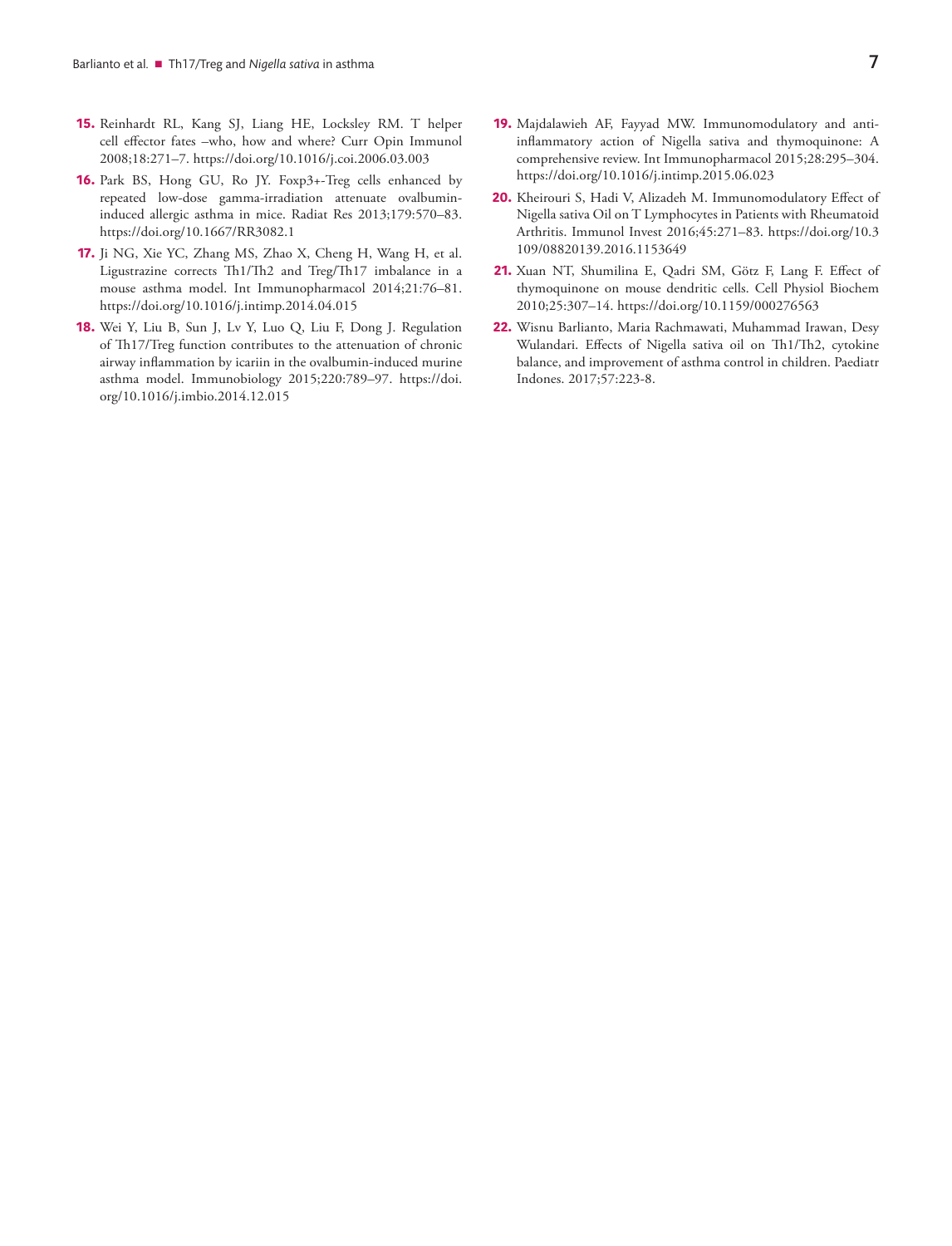15. Reinhardt RL, Kang SJ, Liang HE, Locksley RM. T helper cell effector fates –who, how and where? Curr Opin Immunol 2008;18:271–7. https://doi.org/10.1016/j.coi.2006.03.003

16. Park BS, Hong GU, Ro JY. Foxp3+-Treg cells enhanced by repeated low-dose gamma-irradiation attenuate ovalbumin-induced allergic asthma in mice. Radiat Res 2013;179:570–83. https://doi.org/10.1667/RR3082.1

17. Ji NG, Xie YC, Zhang MS, Zhao X, Cheng H, Wang H, et al. Ligustrazine corrects Th1/Th2 and Treg/Th17 imbalance in a mouse asthma model. Int Immunopharmacol 2014;21:76–81. https://doi.org/10.1016/j.intimp.2014.04.015

18. Wei Y, Liu B, Sun J, Lv Y, Luo Q, Liu F, Dong J. Regulation of Th17/Treg function contributes to the attenuation of chronic airway inflammation by icariin in the ovalbumin-induced murine asthma model. Immunobiology 2015;220:789–97. https://doi.org/10.1016/j.imbio.2014.12.015

19. Majdalawieh AF, Fayyad MW. Immunomodulatory and anti-inflammatory action of Nigella sativa and thymoquinone: A comprehensive review. Int Immunopharmacol 2015;28:295–304. https://doi.org/10.1016/j.intimp.2015.06.023

20. Kheirouri S, Hadi V, Alizadeh M. Immunomodulatory Effect of Nigella sativa Oil on T Lymphocytes in Patients with Rheumatoid Arthritis. Immunol Invest 2016;45:271–83. https://doi.org/10.3109/08820139.2016.1153649

21. Xuan NT, Shumilina E, Qadri SM, Götz F, Lang F. Effect of thymoquinone on mouse dendritic cells. Cell Physiol Biochem 2010;25:307–14. https://doi.org/10.1159/000276563

22. Wisnu Barlianto, Maria Rachmawati, Muhammad Irawan, Desy Wulandari. Effects of Nigella sativa oil on Th1/Th2, cytokine balance, and improvement of asthma control in children. Paediatr Indones. 2017;57:223-8.